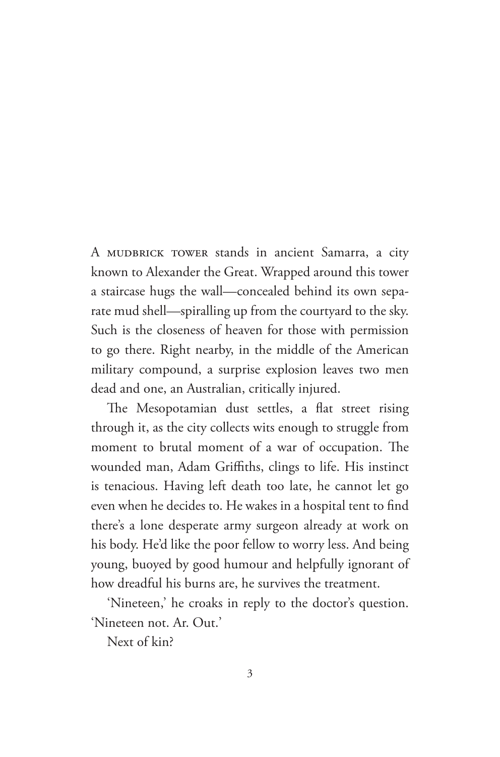A MUDBRICK TOWER stands in ancient Samarra, a city known to Alexander the Great. Wrapped around this tower a staircase hugs the wall—concealed behind its own separate mud shell—spiralling up from the courtyard to the sky. Such is the closeness of heaven for those with permission to go there. Right nearby, in the middle of the American military compound, a surprise explosion leaves two men dead and one, an Australian, critically injured.

The Mesopotamian dust settles, a flat street rising through it, as the city collects wits enough to struggle from moment to brutal moment of a war of occupation. The wounded man, Adam Griffiths, clings to life. His instinct is tenacious. Having left death too late, he cannot let go even when he decides to. He wakes in a hospital tent to find there's a lone desperate army surgeon already at work on his body. He'd like the poor fellow to worry less. And being young, buoyed by good humour and helpfully ignorant of how dreadful his burns are, he survives the treatment.

'Nineteen,' he croaks in reply to the doctor's question. 'Nineteen not. Ar. Out.'

Next of kin?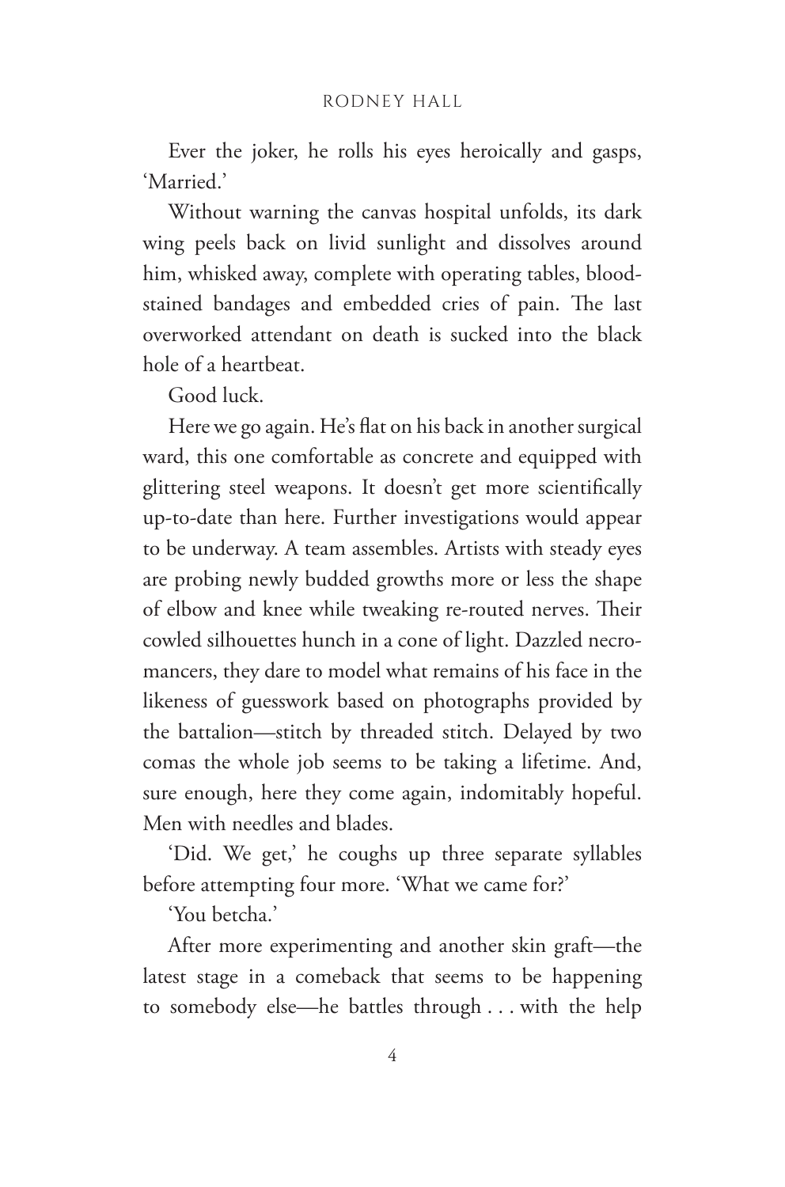Ever the joker, he rolls his eyes heroically and gasps, 'Married.'

Without warning the canvas hospital unfolds, its dark wing peels back on livid sunlight and dissolves around him, whisked away, complete with operating tables, blood-stained bandages and embedded cries of pain. The last overworked attendant on death is sucked into the black hole of a heartbeat.

Good luck.

Here we go again. He's flat on his back in another surgical ward, this one comfortable as concrete and equipped with glittering steel weapons. It doesn't get more scientifically up-to-date than here. Further investigations would appear to be underway. A team assembles. Artists with steady eyes are probing newly budded growths more or less the shape of elbow and knee while tweaking re-routed nerves. Their cowled silhouettes hunch in a cone of light. Dazzled necromancers, they dare to model what remains of his face in the likeness of guesswork based on photographs provided by the battalion—stitch by threaded stitch. Delayed by two comas the whole job seems to be taking a lifetime. And, sure enough, here they come again, indomitably hopeful. Men with needles and blades.

'Did. We get,' he coughs up three separate syllables before attempting four more. 'What we came for?'

'You betcha.'

After more experimenting and another skin graft—the latest stage in a comeback that seems to be happening to somebody else—he battles through . . . with the help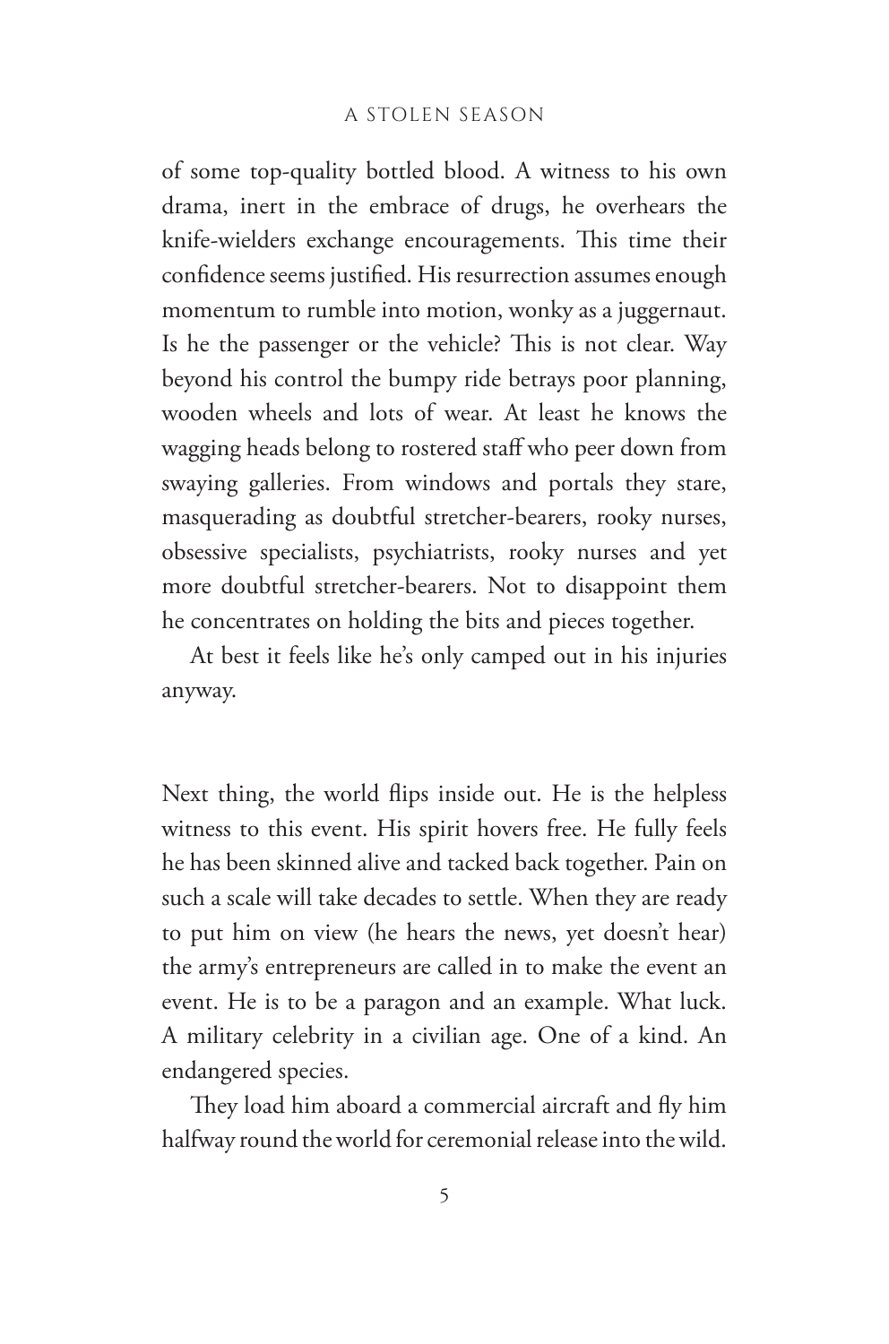of some top-quality bottled blood. A witness to his own drama, inert in the embrace of drugs, he overhears the knife-wielders exchange encouragements. This time their confidence seems justified. His resurrection assumes enough momentum to rumble into motion, wonky as a juggernaut. Is he the passenger or the vehicle? This is not clear. Way beyond his control the bumpy ride betrays poor planning, wooden wheels and lots of wear. At least he knows the wagging heads belong to rostered staff who peer down from swaying galleries. From windows and portals they stare, masquerading as doubtful stretcher-bearers, rooky nurses, obsessive specialists, psychiatrists, rooky nurses and yet more doubtful stretcher-bearers. Not to disappoint them he concentrates on holding the bits and pieces together.

At best it feels like he's only camped out in his injuries anyway.

Next thing, the world flips inside out. He is the helpless witness to this event. His spirit hovers free. He fully feels he has been skinned alive and tacked back together. Pain on such a scale will take decades to settle. When they are ready to put him on view (he hears the news, yet doesn't hear) the army's entrepreneurs are called in to make the event an event. He is to be a paragon and an example. What luck. A military celebrity in a civilian age. One of a kind. An endangered species.

They load him aboard a commercial aircraft and fly him halfway round the world for ceremonial release into the wild.